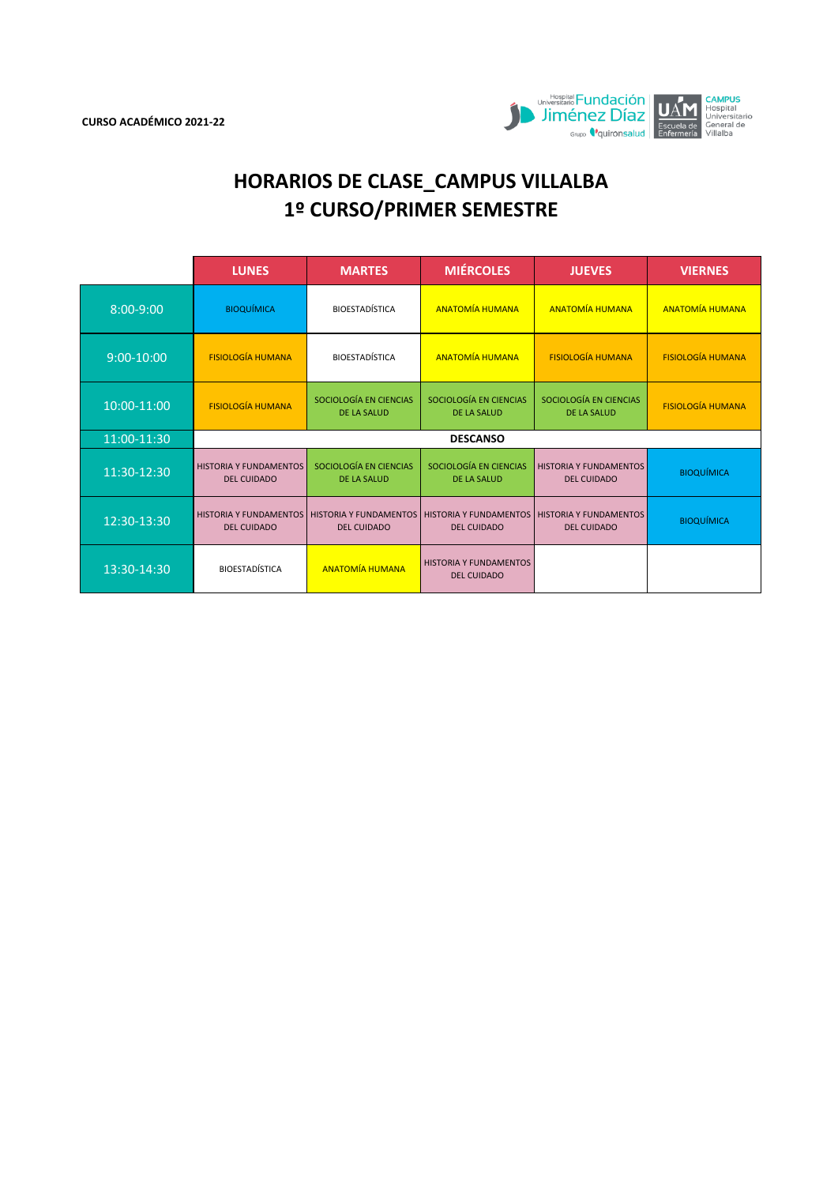**CURSO ACADÉMICO 2021-22**

# HORARIOS DE CLASE_CAMPUS VILLALBA
## 1º CURSO/PRIMER SEMESTRE

| | LUNES | MARTES | MIÉRCOLES | JUEVES | VIERNES |
|---|---|---|---|---|---|
| 8:00-9:00 | BIOQUÍMICA | BIOESTADÍSTICA | ANATOMÍA HUMANA | ANATOMÍA HUMANA | ANATOMÍA HUMANA |
| 9:00-10:00 | FISIOLOGÍA HUMANA | BIOESTADÍSTICA | ANATOMÍA HUMANA | FISIOLOGÍA HUMANA | FISIOLOGÍA HUMANA |
| 10:00-11:00 | FISIOLOGÍA HUMANA | SOCIOLOGÍA EN CIENCIAS DE LA SALUD | SOCIOLOGÍA EN CIENCIAS DE LA SALUD | SOCIOLOGÍA EN CIENCIAS DE LA SALUD | FISIOLOGÍA HUMANA |
| 11:00-11:30 | | | **DESCANSO** | | |
| 11:30-12:30 | HISTORIA Y FUNDAMENTOS DEL CUIDADO | SOCIOLOGÍA EN CIENCIAS DE LA SALUD | SOCIOLOGÍA EN CIENCIAS DE LA SALUD | HISTORIA Y FUNDAMENTOS DEL CUIDADO | BIOQUÍMICA |
| 12:30-13:30 | HISTORIA Y FUNDAMENTOS DEL CUIDADO | HISTORIA Y FUNDAMENTOS DEL CUIDADO | HISTORIA Y FUNDAMENTOS DEL CUIDADO | HISTORIA Y FUNDAMENTOS DEL CUIDADO | BIOQUÍMICA |
| 13:30-14:30 | BIOESTADÍSTICA | ANATOMÍA HUMANA | HISTORIA Y FUNDAMENTOS DEL CUIDADO | | |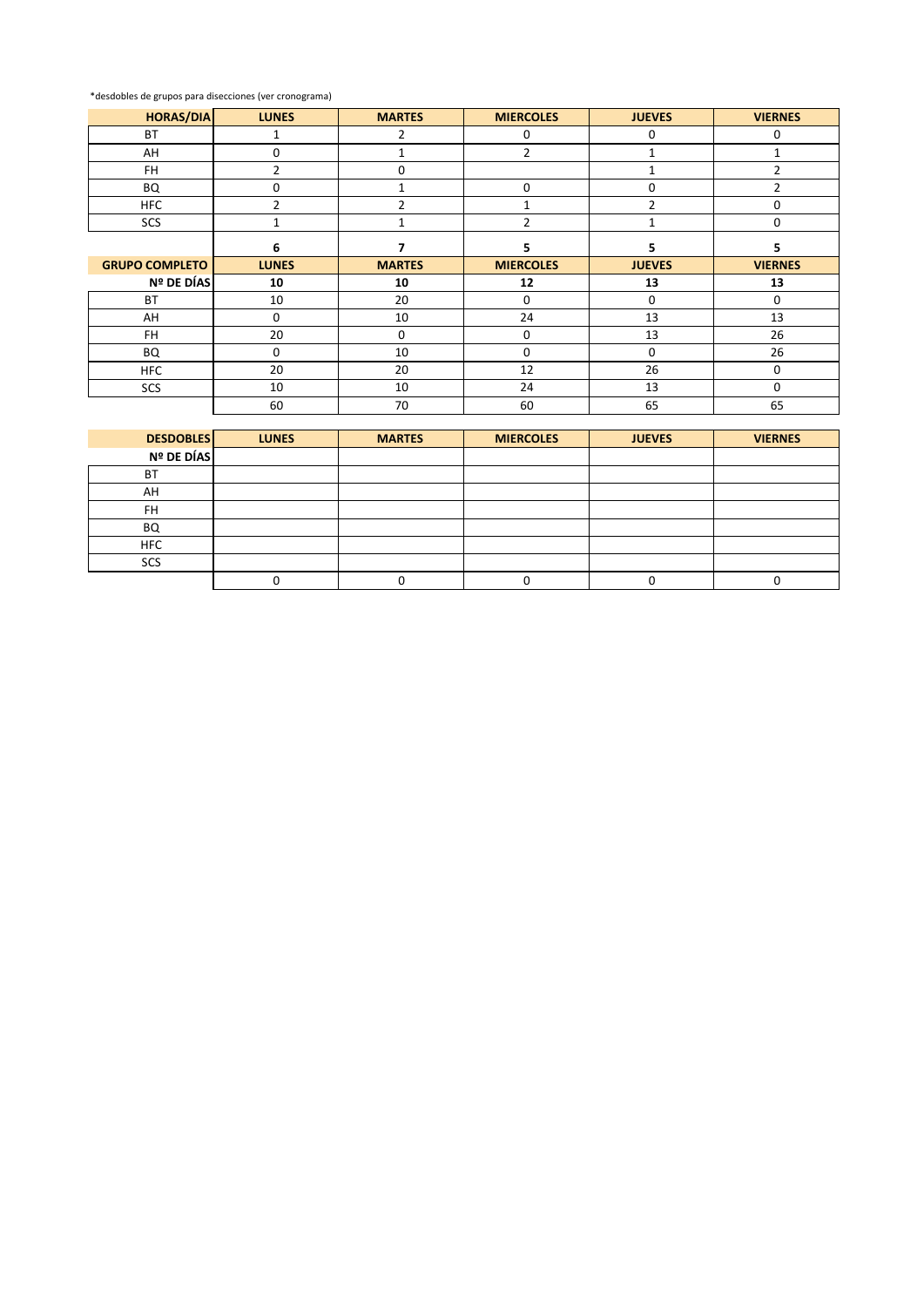*desdobles de grupos para disecciones (ver cronograma)

| HORAS/DIA | LUNES | MARTES | MIERCOLES | JUEVES | VIERNES |
|---|---|---|---|---|---|
| BT | 1 | 2 | 0 | 0 | 0 |
| AH | 0 | 1 | 2 | 1 | 1 |
| FH | 2 | 0 | | 1 | 2 |
| BQ | 0 | 1 | 0 | 0 | 2 |
| HFC | 2 | 2 | 1 | 2 | 0 |
| SCS | 1 | 1 | 2 | 1 | 0 |
| | **6** | **7** | **5** | **5** | **5** |

| GRUPO COMPLETO | LUNES | MARTES | MIERCOLES | JUEVES | VIERNES |
|---|---|---|---|---|---|
| **Nº DE DÍAS** | **10** | **10** | **12** | **13** | **13** |
| BT | 10 | 20 | 0 | 0 | 0 |
| AH | 0 | 10 | 24 | 13 | 13 |
| FH | 20 | 0 | 0 | 13 | 26 |
| BQ | 0 | 10 | 0 | 0 | 26 |
| HFC | 20 | 20 | 12 | 26 | 0 |
| SCS | 10 | 10 | 24 | 13 | 0 |
| | 60 | 70 | 60 | 65 | 65 |

| DESDOBLES | LUNES | MARTES | MIERCOLES | JUEVES | VIERNES |
|---|---|---|---|---|---|
| **Nº DE DÍAS** | | | | | |
| BT | | | | | |
| AH | | | | | |
| FH | | | | | |
| BQ | | | | | |
| HFC | | | | | |
| SCS | | | | | |
| | 0 | 0 | 0 | 0 | 0 |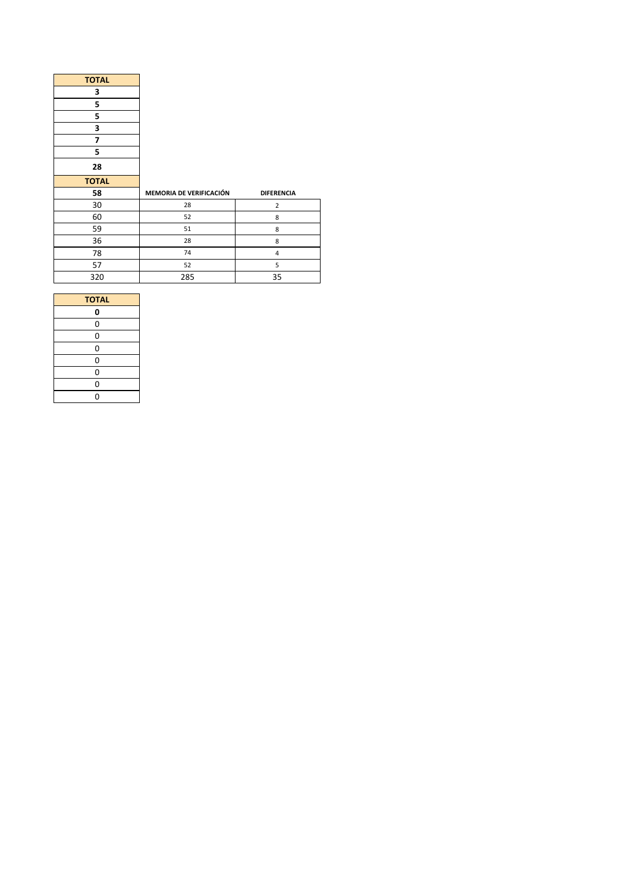| TOTAL |
|---|
| **3** |
| **5** |
| **5** |
| **3** |
| **7** |
| **5** |
| **28** |

| TOTAL | | |
|---|---|---|
| **58** | **MEMORIA DE VERIFICACIÓN** | **DIFERENCIA** |
| 30 | 28 | 2 |
| 60 | 52 | 8 |
| 59 | 51 | 8 |
| 36 | 28 | 8 |
| 78 | 74 | 4 |
| 57 | 52 | 5 |
| 320 | 285 | 35 |

| TOTAL |
|---|
| **0** |
| 0 |
| 0 |
| 0 |
| 0 |
| 0 |
| 0 |
| 0 |